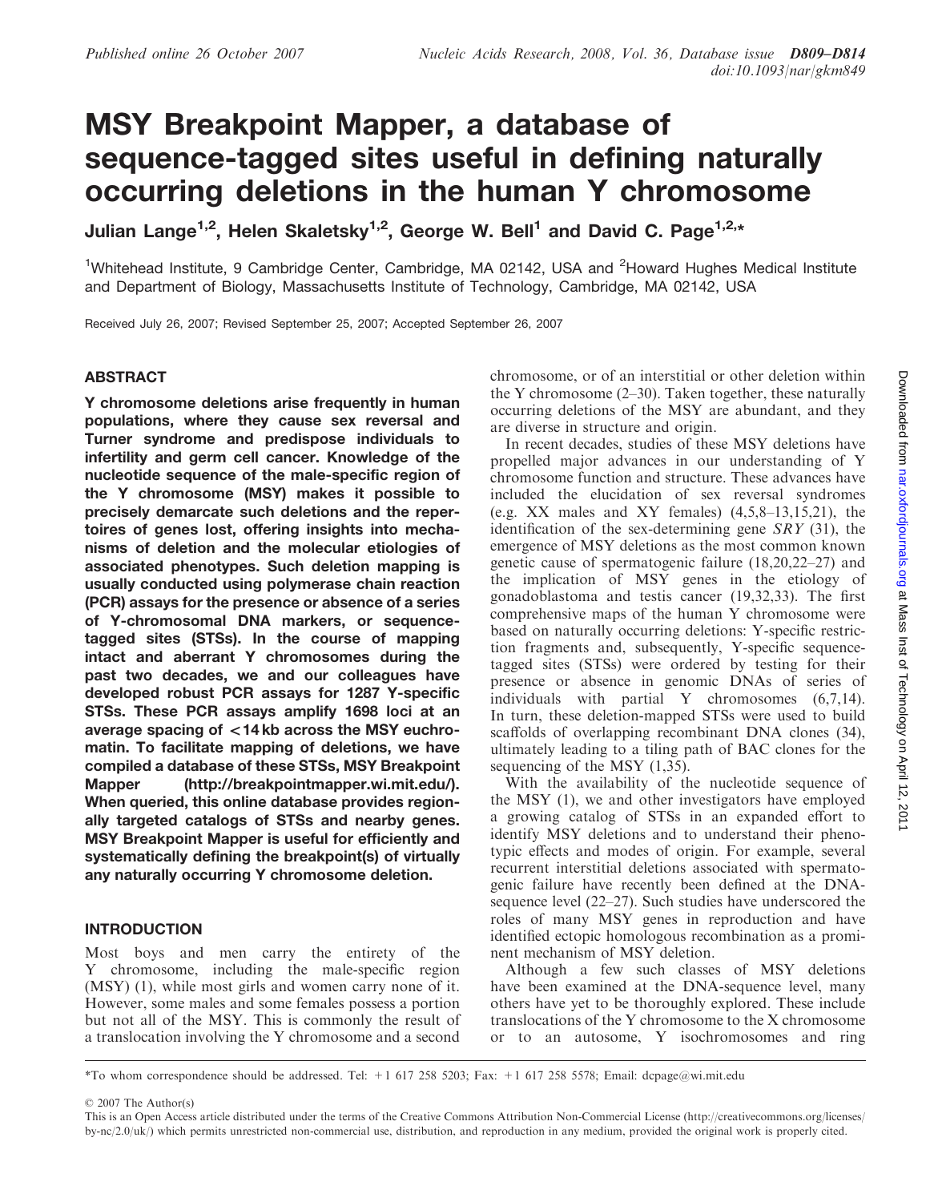# MSY Breakpoint Mapper, a database of sequence-tagged sites useful in defining naturally occurring deletions in the human Y chromosome

**Julian Lange[1,2], Helen Skaletsky[1,2], George W. Bell[1] and David C. Page[1,2,*]**

[1]Whitehead Institute, 9 Cambridge Center, Cambridge, MA 02142, USA and [2]Howard Hughes Medical Institute and Department of Biology, Massachusetts Institute of Technology, Cambridge, MA 02142, USA

Received July 26, 2007; Revised September 25, 2007; Accepted September 26, 2007

## ABSTRACT

**Y chromosome deletions arise frequently in human populations, where they cause sex reversal and Turner syndrome and predispose individuals to infertility and germ cell cancer. Knowledge of the nucleotide sequence of the male-specific region of the Y chromosome (MSY) makes it possible to precisely demarcate such deletions and the repertoires of genes lost, offering insights into mechanisms of deletion and the molecular etiologies of associated phenotypes. Such deletion mapping is usually conducted using polymerase chain reaction (PCR) assays for the presence or absence of a series of Y-chromosomal DNA markers, or sequence-tagged sites (STSs). In the course of mapping intact and aberrant Y chromosomes during the past two decades, we and our colleagues have developed robust PCR assays for 1287 Y-specific STSs. These PCR assays amplify 1698 loci at an average spacing of <14 kb across the MSY euchromatin. To facilitate mapping of deletions, we have compiled a database of these STSs, MSY Breakpoint Mapper (http://breakpointmapper.wi.mit.edu/). When queried, this online database provides regionally targeted catalogs of STSs and nearby genes. MSY Breakpoint Mapper is useful for efficiently and systematically defining the breakpoint(s) of virtually any naturally occurring Y chromosome deletion.**

## INTRODUCTION

Most boys and men carry the entirety of the Y chromosome, including the male-specific region (MSY) (1), while most girls and women carry none of it. However, some males and some females possess a portion but not all of the MSY. This is commonly the result of a translocation involving the Y chromosome and a second chromosome, or of an interstitial or other deletion within the Y chromosome (2–30). Taken together, these naturally occurring deletions of the MSY are abundant, and they are diverse in structure and origin.

In recent decades, studies of these MSY deletions have propelled major advances in our understanding of Y chromosome function and structure. These advances have included the elucidation of sex reversal syndromes (e.g. XX males and XY females) (4,5,8–13,15,21), the identification of the sex-determining gene *SRY* (31), the emergence of MSY deletions as the most common known genetic cause of spermatogenic failure (18,20,22–27) and the implication of MSY genes in the etiology of gonadoblastoma and testis cancer (19,32,33). The first comprehensive maps of the human Y chromosome were based on naturally occurring deletions: Y-specific restriction fragments and, subsequently, Y-specific sequence-tagged sites (STSs) were ordered by testing for their presence or absence in genomic DNAs of series of individuals with partial Y chromosomes (6,7,14). In turn, these deletion-mapped STSs were used to build scaffolds of overlapping recombinant DNA clones (34), ultimately leading to a tiling path of BAC clones for the sequencing of the MSY (1,35).

With the availability of the nucleotide sequence of the MSY (1), we and other investigators have employed a growing catalog of STSs in an expanded effort to identify MSY deletions and to understand their phenotypic effects and modes of origin. For example, several recurrent interstitial deletions associated with spermatogenic failure have recently been defined at the DNA-sequence level (22–27). Such studies have underscored the roles of many MSY genes in reproduction and have identified ectopic homologous recombination as a prominent mechanism of MSY deletion.

Although a few such classes of MSY deletions have been examined at the DNA-sequence level, many others have yet to be thoroughly explored. These include translocations of the Y chromosome to the X chromosome or to an autosome, Y isochromosomes and ring

*To whom correspondence should be addressed. Tel: +1 617 258 5203; Fax: +1 617 258 5578; Email: dcpage@wi.mit.edu

© 2007 The Author(s)

This is an Open Access article distributed under the terms of the Creative Commons Attribution Non-Commercial License (http://creativecommons.org/licenses/by-nc/2.0/uk/) which permits unrestricted non-commercial use, distribution, and reproduction in any medium, provided the original work is properly cited.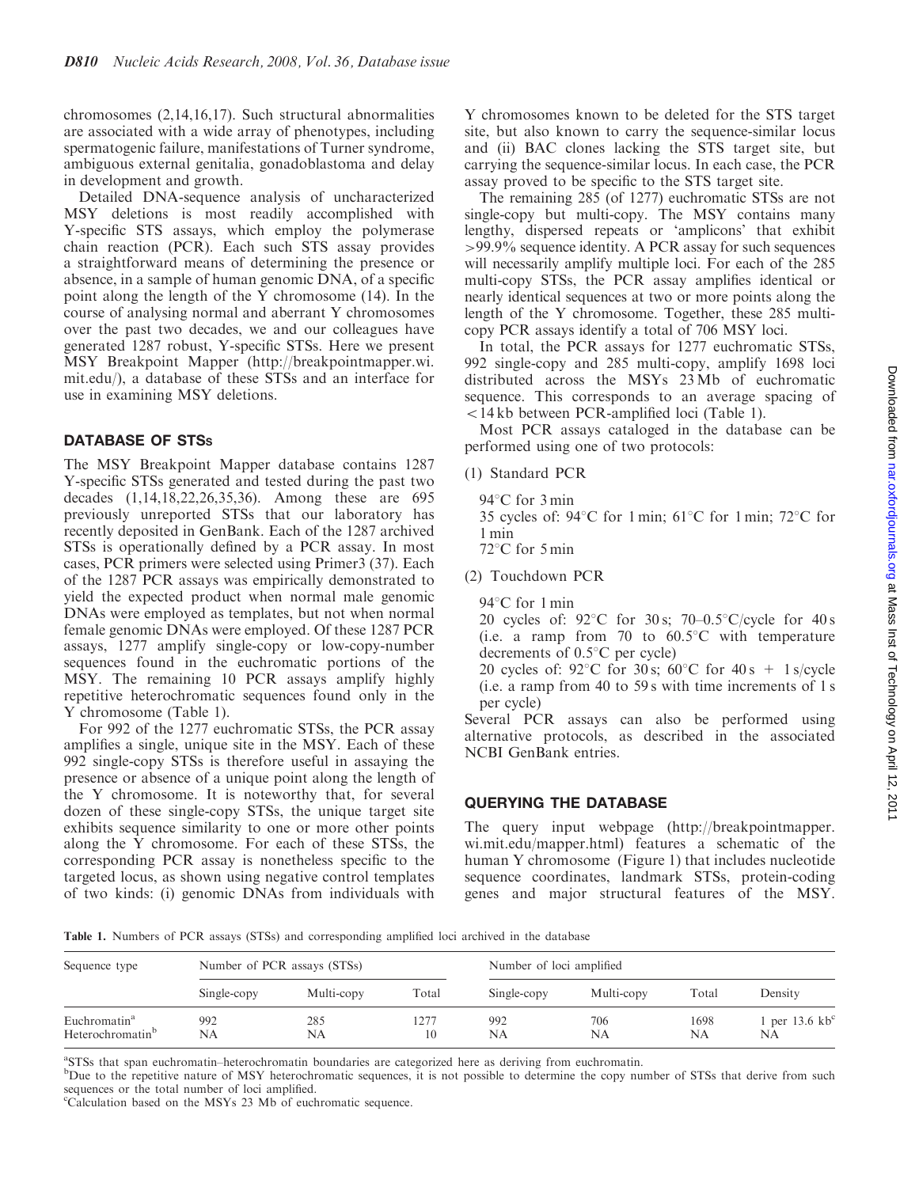chromosomes (2,14,16,17). Such structural abnormalities are associated with a wide array of phenotypes, including spermatogenic failure, manifestations of Turner syndrome, ambiguous external genitalia, gonadoblastoma and delay in development and growth.

Detailed DNA-sequence analysis of uncharacterized MSY deletions is most readily accomplished with Y-specific STS assays, which employ the polymerase chain reaction (PCR). Each such STS assay provides a straightforward means of determining the presence or absence, in a sample of human genomic DNA, of a specific point along the length of the Y chromosome (14). In the course of analysing normal and aberrant Y chromosomes over the past two decades, we and our colleagues have generated 1287 robust, Y-specific STSs. Here we present MSY Breakpoint Mapper (http://breakpointmapper.wi.mit.edu/), a database of these STSs and an interface for use in examining MSY deletions.

## DATABASE OF STSs

The MSY Breakpoint Mapper database contains 1287 Y-specific STSs generated and tested during the past two decades (1,14,18,22,26,35,36). Among these are 695 previously unreported STSs that our laboratory has recently deposited in GenBank. Each of the 1287 archived STSs is operationally defined by a PCR assay. In most cases, PCR primers were selected using Primer3 (37). Each of the 1287 PCR assays was empirically demonstrated to yield the expected product when normal male genomic DNAs were employed as templates, but not when normal female genomic DNAs were employed. Of these 1287 PCR assays, 1277 amplify single-copy or low-copy-number sequences found in the euchromatic portions of the MSY. The remaining 10 PCR assays amplify highly repetitive heterochromatic sequences found only in the Y chromosome (Table 1).

For 992 of the 1277 euchromatic STSs, the PCR assay amplifies a single, unique site in the MSY. Each of these 992 single-copy STSs is therefore useful in assaying the presence or absence of a unique point along the length of the Y chromosome. It is noteworthy that, for several dozen of these single-copy STSs, the unique target site exhibits sequence similarity to one or more other points along the Y chromosome. For each of these STSs, the corresponding PCR assay is nonetheless specific to the targeted locus, as shown using negative control templates of two kinds: (i) genomic DNAs from individuals with Y chromosomes known to be deleted for the STS target site, but also known to carry the sequence-similar locus and (ii) BAC clones lacking the STS target site, but carrying the sequence-similar locus. In each case, the PCR assay proved to be specific to the STS target site.

The remaining 285 (of 1277) euchromatic STSs are not single-copy but multi-copy. The MSY contains many lengthy, dispersed repeats or 'amplicons' that exhibit >99.9% sequence identity. A PCR assay for such sequences will necessarily amplify multiple loci. For each of the 285 multi-copy STSs, the PCR assay amplifies identical or nearly identical sequences at two or more points along the length of the Y chromosome. Together, these 285 multi-copy PCR assays identify a total of 706 MSY loci.

In total, the PCR assays for 1277 euchromatic STSs, 992 single-copy and 285 multi-copy, amplify 1698 loci distributed across the MSYs 23 Mb of euchromatic sequence. This corresponds to an average spacing of <14 kb between PCR-amplified loci (Table 1).

Most PCR assays cataloged in the database can be performed using one of two protocols:

(1) Standard PCR

94°C for 3 min
35 cycles of: 94°C for 1 min; 61°C for 1 min; 72°C for 1 min
72°C for 5 min

(2) Touchdown PCR

94°C for 1 min
20 cycles of: 92°C for 30 s; 70–0.5°C/cycle for 40 s (i.e. a ramp from 70 to 60.5°C with temperature decrements of 0.5°C per cycle)
20 cycles of: 92°C for 30 s; 60°C for 40 s + 1 s/cycle (i.e. a ramp from 40 to 59 s with time increments of 1 s per cycle)

Several PCR assays can also be performed using alternative protocols, as described in the associated NCBI GenBank entries.

## QUERYING THE DATABASE

The query input webpage (http://breakpointmapper.wi.mit.edu/mapper.html) features a schematic of the human Y chromosome (Figure 1) that includes nucleotide sequence coordinates, landmark STSs, protein-coding genes and major structural features of the MSY.

**Table 1.** Numbers of PCR assays (STSs) and corresponding amplified loci archived in the database

| Sequence type | Number of PCR assays (STSs) | | | Number of loci amplified | | | |
|---|---|---|---|---|---|---|---|
| | Single-copy | Multi-copy | Total | Single-copy | Multi-copy | Total | Density |
| Euchromatin[a] | 992 | 285 | 1277 | 992 | 706 | 1698 | 1 per 13.6 kb[c] |
| Heterochromatin[b] | NA | NA | 10 | NA | NA | NA | NA |

[a]STSs that span euchromatin–heterochromatin boundaries are categorized here as deriving from euchromatin.
[b]Due to the repetitive nature of MSY heterochromatic sequences, it is not possible to determine the copy number of STSs that derive from such sequences or the total number of loci amplified.
[c]Calculation based on the MSYs 23 Mb of euchromatic sequence.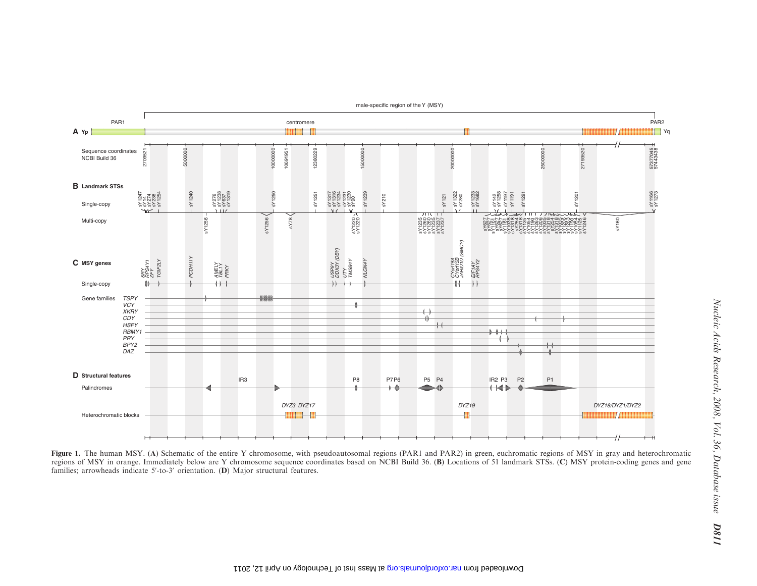**Figure 1.** The human MSY. (**A**) Schematic of the entire Y chromosome, with pseudoautosomal regions (PAR1 and PAR2) in green, euchromatic regions of MSY in gray and heterochromatic regions of MSY in orange. Immediately below are Y chromosome sequence coordinates based on NCBI Build 36. (**B**) Locations of 51 landmark STSs. (**C**) MSY protein-coding genes and gene families; arrowheads indicate 5′-to-3′ orientation. (**D**) Major structural features.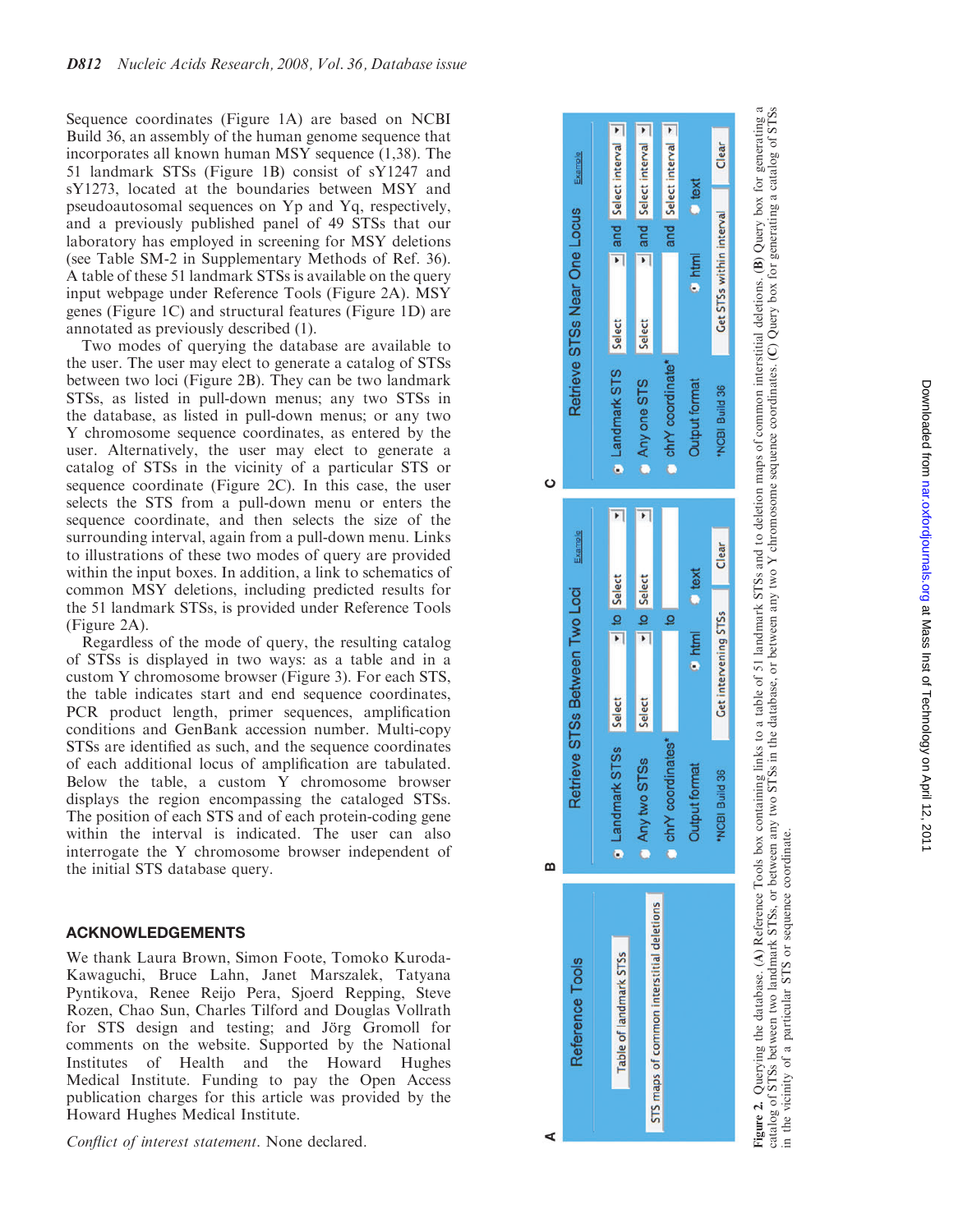Sequence coordinates (Figure 1A) are based on NCBI Build 36, an assembly of the human genome sequence that incorporates all known human MSY sequence (1,38). The 51 landmark STSs (Figure 1B) consist of sY1247 and sY1273, located at the boundaries between MSY and pseudoautosomal sequences on Yp and Yq, respectively, and a previously published panel of 49 STSs that our laboratory has employed in screening for MSY deletions (see Table SM-2 in Supplementary Methods of Ref. 36). A table of these 51 landmark STSs is available on the query input webpage under Reference Tools (Figure 2A). MSY genes (Figure 1C) and structural features (Figure 1D) are annotated as previously described (1).

Two modes of querying the database are available to the user. The user may elect to generate a catalog of STSs between two loci (Figure 2B). They can be two landmark STSs, as listed in pull-down menus; any two STSs in the database, as listed in pull-down menus; or any two Y chromosome sequence coordinates, as entered by the user. Alternatively, the user may elect to generate a catalog of STSs in the vicinity of a particular STS or sequence coordinate (Figure 2C). In this case, the user selects the STS from a pull-down menu or enters the sequence coordinate, and then selects the size of the surrounding interval, again from a pull-down menu. Links to illustrations of these two modes of query are provided within the input boxes. In addition, a link to schematics of common MSY deletions, including predicted results for the 51 landmark STSs, is provided under Reference Tools (Figure 2A).

Regardless of the mode of query, the resulting catalog of STSs is displayed in two ways: as a table and in a custom Y chromosome browser (Figure 3). For each STS, the table indicates start and end sequence coordinates, PCR product length, primer sequences, amplification conditions and GenBank accession number. Multi-copy STSs are identified as such, and the sequence coordinates of each additional locus of amplification are tabulated. Below the table, a custom Y chromosome browser displays the region encompassing the cataloged STSs. The position of each STS and of each protein-coding gene within the interval is indicated. The user can also interrogate the Y chromosome browser independent of the initial STS database query.

## ACKNOWLEDGEMENTS

We thank Laura Brown, Simon Foote, Tomoko Kuroda-Kawaguchi, Bruce Lahn, Janet Marszalek, Tatyana Pyntikova, Renee Reijo Pera, Sjoerd Repping, Steve Rozen, Chao Sun, Charles Tilford and Douglas Vollrath for STS design and testing; and Jörg Gromoll for comments on the website. Supported by the National Institutes of Health and the Howard Hughes Medical Institute. Funding to pay the Open Access publication charges for this article was provided by the Howard Hughes Medical Institute.

*Conflict of interest statement*. None declared.

**A** Reference Tools: Table of landmark STSs; STS maps of common interstitial deletions

**B** Retrieve STSs Between Two Loci (Example): Landmark STSs [Select] to [Select]; Any two STSs [Select] to [Select]; chrY coordinates* [ ] to [ ]; Output format: html / text; *NCBI Build 36; Get intervening STSs; Clear

**C** Retrieve STSs Near One Locus (Example): Landmark STS [Select] and [Select interval]; Any one STS [Select] and [Select interval]; chrY coordinate* [ ] and [Select interval]; Output format: html / text; *NCBI Build 36; Get STSs within interval; Clear

**Figure 2.** Querying the database. **(A)** Reference Tools box containing links to a table of 51 landmark STSs and to deletion maps of common interstitial deletions. **(B)** Query box for generating a catalog of STSs between two landmark STSs, or between any two STSs in the database, or between any two Y chromosome sequence coordinates. **(C)** Query box for generating a catalog of STSs in the vicinity of a particular STS or sequence coordinate.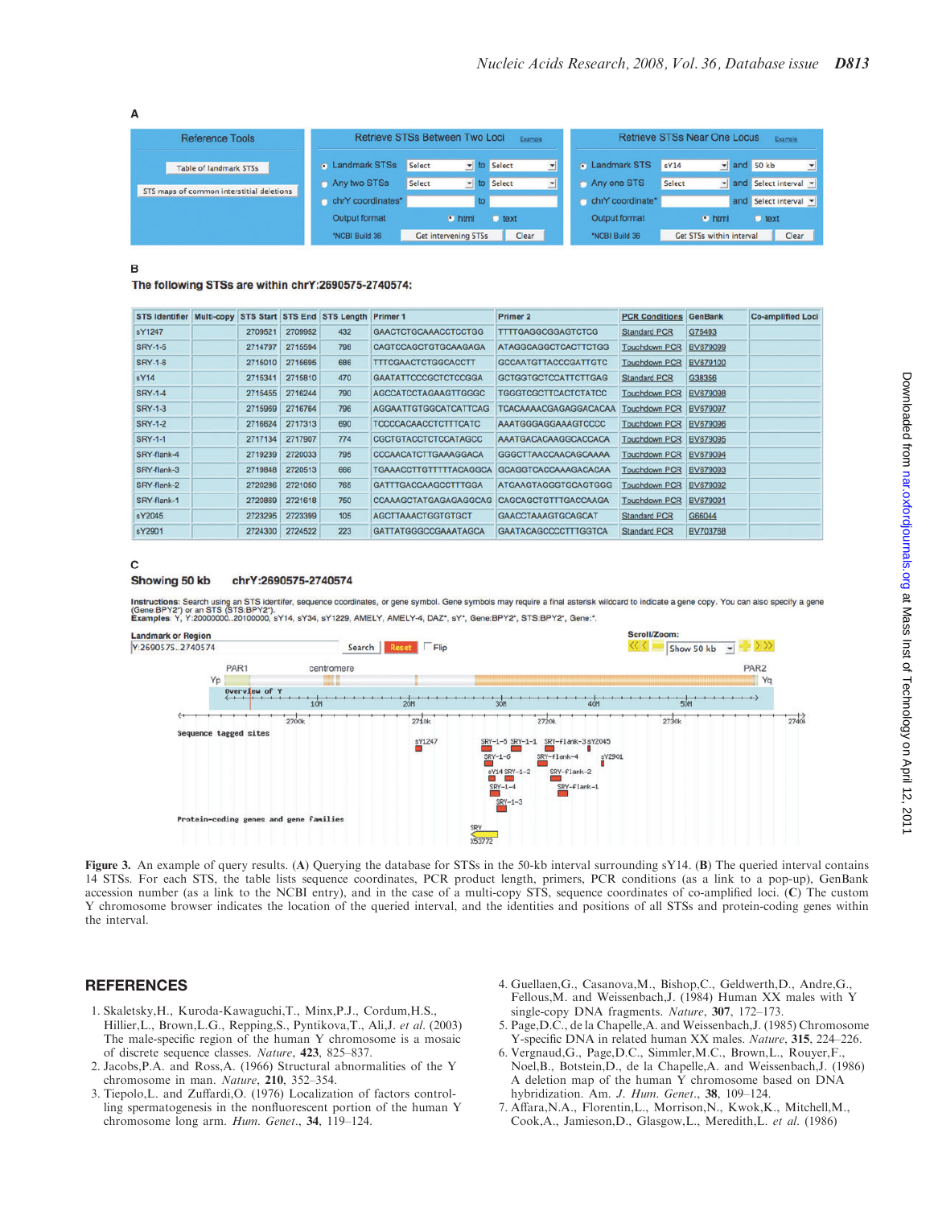**A**

| Reference Tools | Retrieve STSs Between Two Loci | Retrieve STSs Near One Locus |
|---|---|---|
| Table of landmark STSs | Landmark STSs Select to Select | Landmark STS sY14 and 50 kb |
| STS maps of common interstitial deletions | Any two STSs Select to Select | Any one STS Select and Select interval |
| | chrY coordinates* to | chrY coordinate* and Select interval |
| | Output format html text | Output format html text |
| | *NCBI Build 36 Get intervening STSs Clear | *NCBI Build 36 Get STSs within interval Clear |

**B**

**The following STSs are within chrY:2690575-2740574:**

| STS Identifier | Multi-copy | STS Start | STS End | STS Length | Primer 1 | Primer 2 | PCR Conditions | GenBank | Co-amplified Loci |
|---|---|---|---|---|---|---|---|---|---|
| sY1247 | | 2709521 | 2709952 | 432 | GAACTCTGCAAACCTCCTGG | TTTTGAGGCGGAGTCTCG | Standard PCR | G75493 | |
| SRY-1-5 | | 2714797 | 2715594 | 798 | CAGTCCAGCTGTGCAAGAGA | ATAGGCAGGCTCACTTCTGG | Touchdown PCR | BV679099 | |
| SRY-1-6 | | 2715010 | 2715695 | 686 | TTTCGAACTCTGGCACCTT | GCCAATGTTACCCGATTGTC | Touchdown PCR | BV679100 | |
| sY14 | | 2715341 | 2715810 | 470 | GAATATTCCCGCTCTCCGGA | GCTGGTGCTCCATTCTTGAG | Standard PCR | G38356 | |
| SRY-1-4 | | 2715455 | 2716244 | 790 | AGCCATCCTAGAAGTTGGGC | TGGGTCGCTTCACTCTATCC | Touchdown PCR | BV679098 | |
| SRY-1-3 | | 2715969 | 2716764 | 796 | AGGAATTGTGGCATCATTCAG | TCACAAAACGAGAGGACACAA | Touchdown PCR | BV679097 | |
| SRY-1-2 | | 2716624 | 2717313 | 690 | TCCCCACAACCTCTTTCATC | AAATGGGAGGAAAGTCCCC | Touchdown PCR | BV679096 | |
| SRY-1-1 | | 2717134 | 2717907 | 774 | CGCTGTACCTCTCCATAGCC | AAATGACACAAGGCACCACA | Touchdown PCR | BV679095 | |
| SRY-flank-4 | | 2719239 | 2720033 | 795 | CCCAACATCTTGAAAGGACA | GGGCTTAACCAACAGCAAAA | Touchdown PCR | BV679094 | |
| SRY-flank-3 | | 2719848 | 2720513 | 666 | TGAAACCTTGTTTTTACAGGCA | GCAGGTCACCAAAGACACAA | Touchdown PCR | BV679093 | |
| SRY-flank-2 | | 2720296 | 2721060 | 765 | GATTTGACCAAGCCTTTGGA | ATGAAGTAGGGTGCAGTGGG | Touchdown PCR | BV679092 | |
| SRY-flank-1 | | 2720869 | 2721618 | 750 | CCAAAGCTATGAGAGAGGCAG | CAGCAGCTGTTTGACCAAGA | Touchdown PCR | BV679091 | |
| sY2045 | | 2723295 | 2723399 | 105 | AGCTTAAACTGGTGTGCT | GAACCTAAAGTGCAGCAT | Standard PCR | G66044 | |
| sY2901 | | 2724300 | 2724522 | 223 | GATTATGGGCCGAAATAGCA | GAATACAGCCCCTTGGTCA | Standard PCR | BV703768 | |

**C**

**Showing 50 kb chrY:2690575-2740574**

**Instructions:** Search using an STS identifer, sequence coordinates, or gene symbol. Gene symbols may require a final asterisk wildcard to indicate a gene copy. You can also specify a gene (Gene:BPY2*) or an STS (STS:BPY2*).
**Examples:** Y, Y:20000000..20100000, sY14, sY34, sY1229, AMELY, AMELY-4, DAZ*, sY*, Gene:BPY2*, STS:BPY2*, Gene:*.

Figure 3. An example of query results. (**A**) Querying the database for STSs in the 50-kb interval surrounding sY14. (**B**) The queried interval contains 14 STSs. For each STS, the table lists sequence coordinates, PCR product length, primers, PCR conditions (as a link to a pop-up), GenBank accession number (as a link to the NCBI entry), and in the case of a multi-copy STS, sequence coordinates of co-amplified loci. (**C**) The custom Y chromosome browser indicates the location of the queried interval, and the identities and positions of all STSs and protein-coding genes within the interval.

## REFERENCES

1. Skaletsky,H., Kuroda-Kawaguchi,T., Minx,P.J., Cordum,H.S., Hillier,L., Brown,L.G., Repping,S., Pyntikova,T., Ali,J. *et al.* (2003) The male-specific region of the human Y chromosome is a mosaic of discrete sequence classes. *Nature*, **423**, 825–837.
2. Jacobs,P.A. and Ross,A. (1966) Structural abnormalities of the Y chromosome in man. *Nature*, **210**, 352–354.
3. Tiepolo,L. and Zuffardi,O. (1976) Localization of factors controlling spermatogenesis in the nonfluorescent portion of the human Y chromosome long arm. *Hum. Genet.*, **34**, 119–124.
4. Guellaen,G., Casanova,M., Bishop,C., Geldwerth,D., Andre,G., Fellous,M. and Weissenbach,J. (1984) Human XX males with Y single-copy DNA fragments. *Nature*, **307**, 172–173.
5. Page,D.C., de la Chapelle,A. and Weissenbach,J. (1985) Chromosome Y-specific DNA in related human XX males. *Nature*, **315**, 224–226.
6. Vergnaud,G., Page,D.C., Simmler,M.C., Brown,L., Rouyer,F., Noel,B., Botstein,D., de la Chapelle,A. and Weissenbach,J. (1986) A deletion map of the human Y chromosome based on DNA hybridization. *Am. J. Hum. Genet.*, **38**, 109–124.
7. Affara,N.A., Florentin,L., Morrison,N., Kwok,K., Mitchell,M., Cook,A., Jamieson,D., Glasgow,L., Meredith,L. *et al.* (1986)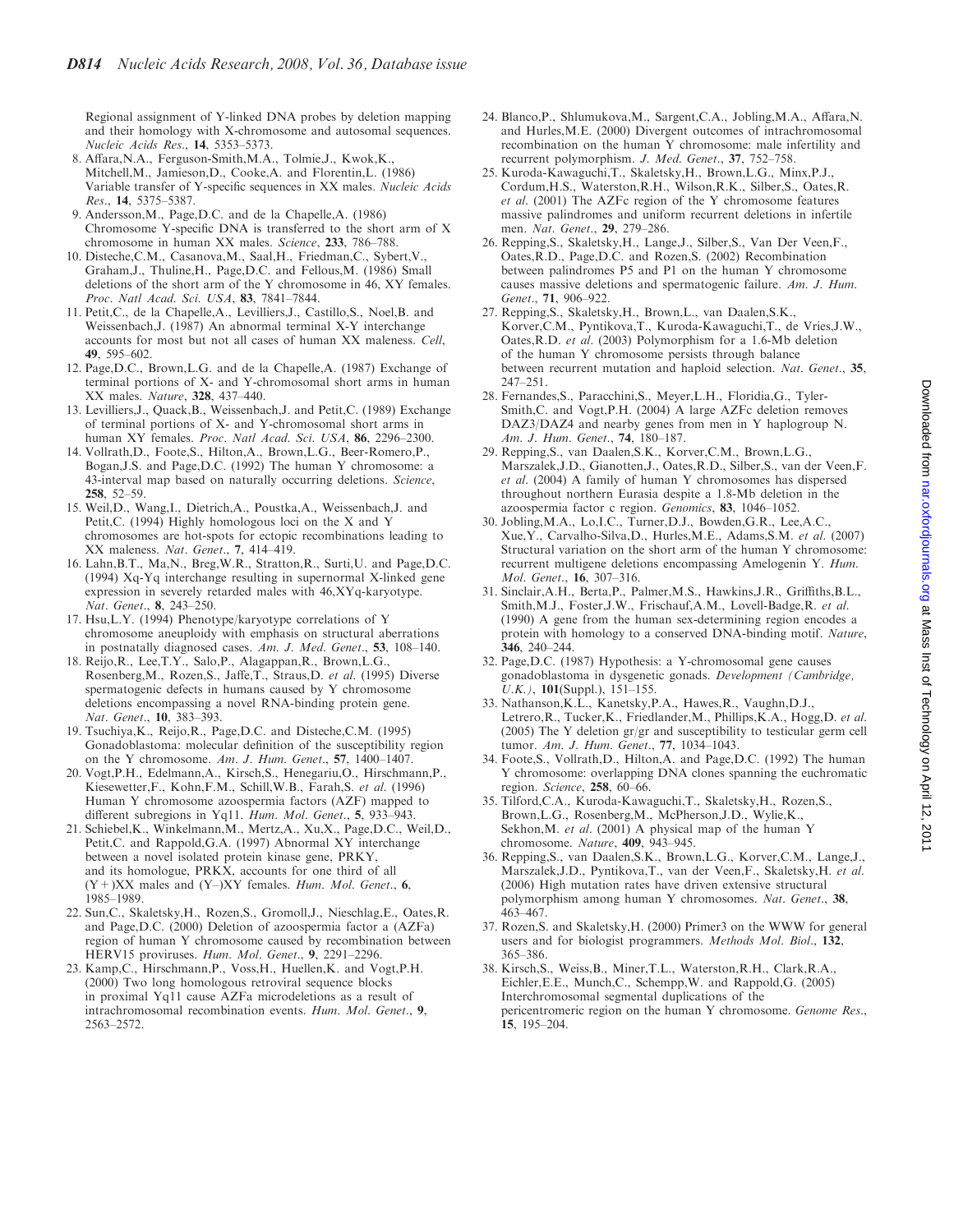Regional assignment of Y-linked DNA probes by deletion mapping and their homology with X-chromosome and autosomal sequences. *Nucleic Acids Res.*, **14**, 5353–5373.

8. Affara,N.A., Ferguson-Smith,M.A., Tolmie,J., Kwok,K., Mitchell,M., Jamieson,D., Cooke,A. and Florentin,L. (1986) Variable transfer of Y-specific sequences in XX males. *Nucleic Acids Res.*, **14**, 5375–5387.
9. Andersson,M., Page,D.C. and de la Chapelle,A. (1986) Chromosome Y-specific DNA is transferred to the short arm of X chromosome in human XX males. *Science*, **233**, 786–788.
10. Disteche,C.M., Casanova,M., Saal,H., Friedman,C., Sybert,V., Graham,J., Thuline,H., Page,D.C. and Fellous,M. (1986) Small deletions of the short arm of the Y chromosome in 46, XY females. *Proc. Natl Acad. Sci. USA*, **83**, 7841–7844.
11. Petit,C., de la Chapelle,A., Levilliers,J., Castillo,S., Noel,B. and Weissenbach,J. (1987) An abnormal terminal X-Y interchange accounts for most but not all cases of human XX maleness. *Cell*, **49**, 595–602.
12. Page,D.C., Brown,L.G. and de la Chapelle,A. (1987) Exchange of terminal portions of X- and Y-chromosomal short arms in human XX males. *Nature*, **328**, 437–440.
13. Levilliers,J., Quack,B., Weissenbach,J. and Petit,C. (1989) Exchange of terminal portions of X- and Y-chromosomal short arms in human XY females. *Proc. Natl Acad. Sci. USA*, **86**, 2296–2300.
14. Vollrath,D., Foote,S., Hilton,A., Brown,L.G., Beer-Romero,P., Bogan,J.S. and Page,D.C. (1992) The human Y chromosome: a 43-interval map based on naturally occurring deletions. *Science*, **258**, 52–59.
15. Weil,D., Wang,I., Dietrich,A., Poustka,A., Weissenbach,J. and Petit,C. (1994) Highly homologous loci on the X and Y chromosomes are hot-spots for ectopic recombinations leading to XX maleness. *Nat. Genet.*, **7**, 414–419.
16. Lahn,B.T., Ma,N., Breg,W.R., Stratton,R., Surti,U. and Page,D.C. (1994) Xq-Yq interchange resulting in supernormal X-linked gene expression in severely retarded males with 46,XYq-karyotype. *Nat. Genet.*, **8**, 243–250.
17. Hsu,L.Y. (1994) Phenotype/karyotype correlations of Y chromosome aneuploidy with emphasis on structural aberrations in postnatally diagnosed cases. *Am. J. Med. Genet.*, **53**, 108–140.
18. Reijo,R., Lee,T.Y., Salo,P., Alagappan,R., Brown,L.G., Rosenberg,M., Rozen,S., Jaffe,T., Straus,D. *et al.* (1995) Diverse spermatogenic defects in humans caused by Y chromosome deletions encompassing a novel RNA-binding protein gene. *Nat. Genet.*, **10**, 383–393.
19. Tsuchiya,K., Reijo,R., Page,D.C. and Disteche,C.M. (1995) Gonadoblastoma: molecular definition of the susceptibility region on the Y chromosome. *Am. J. Hum. Genet.*, **57**, 1400–1407.
20. Vogt,P.H., Edelmann,A., Kirsch,S., Henegariu,O., Hirschmann,P., Kiesewetter,F., Kohn,F.M., Schill,W.B., Farah,S. *et al.* (1996) Human Y chromosome azoospermia factors (AZF) mapped to different subregions in Yq11. *Hum. Mol. Genet.*, **5**, 933–943.
21. Schiebel,K., Winkelmann,M., Mertz,A., Xu,X., Page,D.C., Weil,D., Petit,C. and Rappold,G.A. (1997) Abnormal XY interchange between a novel isolated protein kinase gene, PRKY, and its homologue, PRKX, accounts for one third of all (Y+)XX males and (Y–)XY females. *Hum. Mol. Genet.*, **6**, 1985–1989.
22. Sun,C., Skaletsky,H., Rozen,S., Gromoll,J., Nieschlag,E., Oates,R. and Page,D.C. (2000) Deletion of azoospermia factor a (AZFa) region of human Y chromosome caused by recombination between HERV15 proviruses. *Hum. Mol. Genet.*, **9**, 2291–2296.
23. Kamp,C., Hirschmann,P., Voss,H., Huellen,K. and Vogt,P.H. (2000) Two long homologous retroviral sequence blocks in proximal Yq11 cause AZFa microdeletions as a result of intrachromosomal recombination events. *Hum. Mol. Genet.*, **9**, 2563–2572.
24. Blanco,P., Shlumukova,M., Sargent,C.A., Jobling,M.A., Affara,N. and Hurles,M.E. (2000) Divergent outcomes of intrachromosomal recombination on the human Y chromosome: male infertility and recurrent polymorphism. *J. Med. Genet.*, **37**, 752–758.
25. Kuroda-Kawaguchi,T., Skaletsky,H., Brown,L.G., Minx,P.J., Cordum,H.S., Waterston,R.H., Wilson,R.K., Silber,S., Oates,R. *et al.* (2001) The AZFc region of the Y chromosome features massive palindromes and uniform recurrent deletions in infertile men. *Nat. Genet.*, **29**, 279–286.
26. Repping,S., Skaletsky,H., Lange,J., Silber,S., Van Der Veen,F., Oates,R.D., Page,D.C. and Rozen,S. (2002) Recombination between palindromes P5 and P1 on the human Y chromosome causes massive deletions and spermatogenic failure. *Am. J. Hum. Genet.*, **71**, 906–922.
27. Repping,S., Skaletsky,H., Brown,L., van Daalen,S.K., Korver,C.M., Pyntikova,T., Kuroda-Kawaguchi,T., de Vries,J.W., Oates,R.D. *et al.* (2003) Polymorphism for a 1.6-Mb deletion of the human Y chromosome persists through balance between recurrent mutation and haploid selection. *Nat. Genet.*, **35**, 247–251.
28. Fernandes,S., Paracchini,S., Meyer,L.H., Floridia,G., Tyler-Smith,C. and Vogt,P.H. (2004) A large AZFc deletion removes DAZ3/DAZ4 and nearby genes from men in Y haplogroup N. *Am. J. Hum. Genet.*, **74**, 180–187.
29. Repping,S., van Daalen,S.K., Korver,C.M., Brown,L.G., Marszalek,J.D., Gianotten,J., Oates,R.D., Silber,S., van der Veen,F. *et al.* (2004) A family of human Y chromosomes has dispersed throughout northern Eurasia despite a 1.8-Mb deletion in the azoospermia factor c region. *Genomics*, **83**, 1046–1052.
30. Jobling,M.A., Lo,I.C., Turner,D.J., Bowden,G.R., Lee,A.C., Xue,Y., Carvalho-Silva,D., Hurles,M.E., Adams,S.M. *et al.* (2007) Structural variation on the short arm of the human Y chromosome: recurrent multigene deletions encompassing Amelogenin Y. *Hum. Mol. Genet.*, **16**, 307–316.
31. Sinclair,A.H., Berta,P., Palmer,M.S., Hawkins,J.R., Griffiths,B.L., Smith,M.J., Foster,J.W., Frischauf,A.M., Lovell-Badge,R. *et al.* (1990) A gene from the human sex-determining region encodes a protein with homology to a conserved DNA-binding motif. *Nature*, **346**, 240–244.
32. Page,D.C. (1987) Hypothesis: a Y-chromosomal gene causes gonadoblastoma in dysgenetic gonads. *Development (Cambridge, U.K.)*, **101**(Suppl.), 151–155.
33. Nathanson,K.L., Kanetsky,P.A., Hawes,R., Vaughn,D.J., Letrero,R., Tucker,K., Friedlander,M., Phillips,K.A., Hogg,D. *et al.* (2005) The Y deletion gr/gr and susceptibility to testicular germ cell tumor. *Am. J. Hum. Genet.*, **77**, 1034–1043.
34. Foote,S., Vollrath,D., Hilton,A. and Page,D.C. (1992) The human Y chromosome: overlapping DNA clones spanning the euchromatic region. *Science*, **258**, 60–66.
35. Tilford,C.A., Kuroda-Kawaguchi,T., Skaletsky,H., Rozen,S., Brown,L.G., Rosenberg,M., McPherson,J.D., Wylie,K., Sekhon,M. *et al.* (2001) A physical map of the human Y chromosome. *Nature*, **409**, 943–945.
36. Repping,S., van Daalen,S.K., Brown,L.G., Korver,C.M., Lange,J., Marszalek,J.D., Pyntikova,T., van der Veen,F., Skaletsky,H. *et al.* (2006) High mutation rates have driven extensive structural polymorphism among human Y chromosomes. *Nat. Genet.*, **38**, 463–467.
37. Rozen,S. and Skaletsky,H. (2000) Primer3 on the WWW for general users and for biologist programmers. *Methods Mol. Biol.*, **132**, 365–386.
38. Kirsch,S., Weiss,B., Miner,T.L., Waterston,R.H., Clark,R.A., Eichler,E.E., Munch,C., Schempp,W. and Rappold,G. (2005) Interchromosomal segmental duplications of the pericentromeric region on the human Y chromosome. *Genome Res.*, **15**, 195–204.